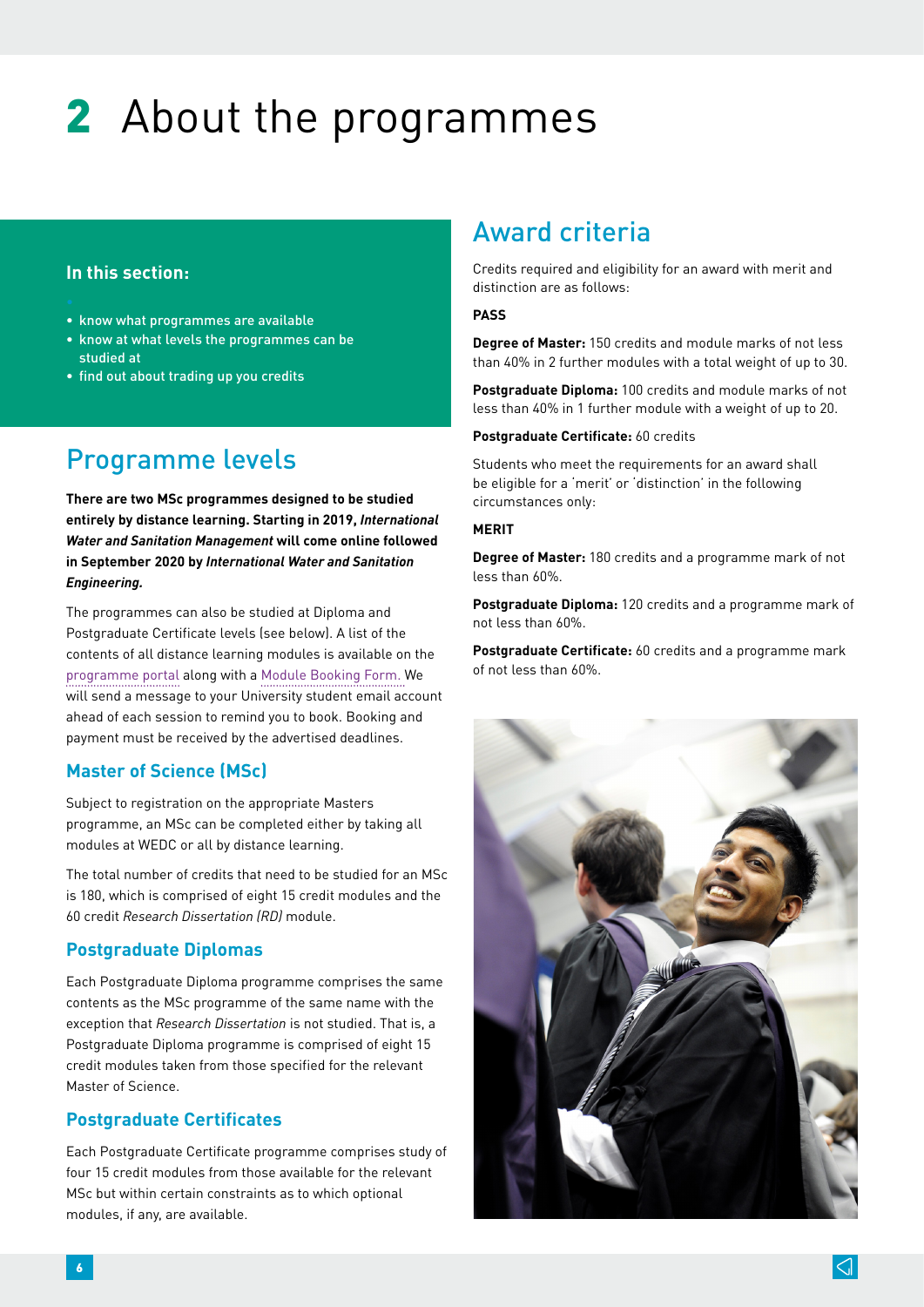# 2 About the programmes

**In this section:**

- know what programmes are available
- know at what levels the programmes can be studied at
- find out about trading up you credits

## Programme levels

**There are two MSc programmes designed to be studied entirely by distance learning. Starting in 2019, *International Water and Sanitation Management* will come online followed in September 2020 by *International Water and Sanitation Engineering.***

The programmes can also be studied at Diploma and Postgraduate Certificate levels (see below). A list of the contents of all distance learning modules is available on the programme portal along with a Module Booking Form. We will send a message to your University student email account ahead of each session to remind you to book. Booking and payment must be received by the advertised deadlines.

### Master of Science (MSc)

Subject to registration on the appropriate Masters programme, an MSc can be completed either by taking all modules at WEDC or all by distance learning.

The total number of credits that need to be studied for an MSc is 180, which is comprised of eight 15 credit modules and the 60 credit *Research Dissertation (RD)* module.

### Postgraduate Diplomas

Each Postgraduate Diploma programme comprises the same contents as the MSc programme of the same name with the exception that *Research Dissertation* is not studied. That is, a Postgraduate Diploma programme is comprised of eight 15 credit modules taken from those specified for the relevant Master of Science.

### Postgraduate Certificates

Each Postgraduate Certificate programme comprises study of four 15 credit modules from those available for the relevant MSc but within certain constraints as to which optional modules, if any, are available.

## Award criteria

Credits required and eligibility for an award with merit and distinction are as follows:

**PASS**

**Degree of Master:** 150 credits and module marks of not less than 40% in 2 further modules with a total weight of up to 30.

**Postgraduate Diploma:** 100 credits and module marks of not less than 40% in 1 further module with a weight of up to 20.

**Postgraduate Certificate:** 60 credits

Students who meet the requirements for an award shall be eligible for a 'merit' or 'distinction' in the following circumstances only:

**MERIT**

**Degree of Master:** 180 credits and a programme mark of not less than 60%.

**Postgraduate Diploma:** 120 credits and a programme mark of not less than 60%.

**Postgraduate Certificate:** 60 credits and a programme mark of not less than 60%.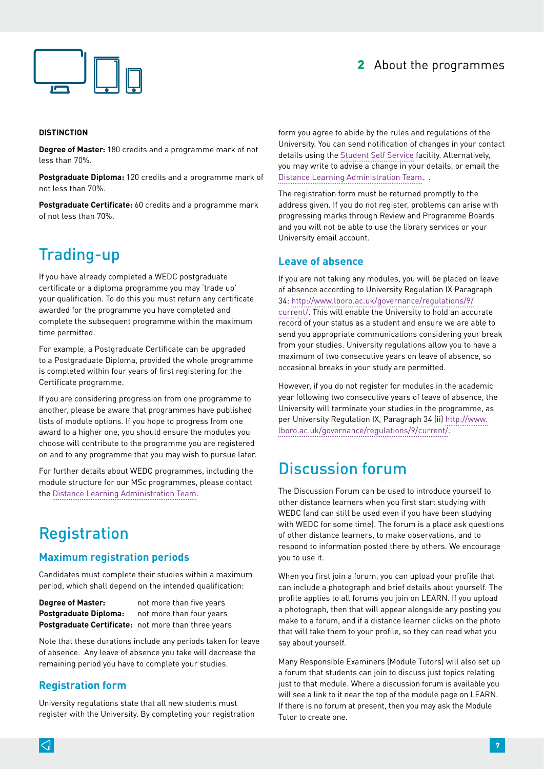**DISTINCTION**

**Degree of Master:** 180 credits and a programme mark of not less than 70%.

**Postgraduate Diploma:** 120 credits and a programme mark of not less than 70%.

**Postgraduate Certificate:** 60 credits and a programme mark of not less than 70%.

## Trading-up

If you have already completed a WEDC postgraduate certificate or a diploma programme you may 'trade up' your qualification. To do this you must return any certificate awarded for the programme you have completed and complete the subsequent programme within the maximum time permitted.

For example, a Postgraduate Certificate can be upgraded to a Postgraduate Diploma, provided the whole programme is completed within four years of first registering for the Certificate programme.

If you are considering progression from one programme to another, please be aware that programmes have published lists of module options. If you hope to progress from one award to a higher one, you should ensure the modules you choose will contribute to the programme you are registered on and to any programme that you may wish to pursue later.

For further details about WEDC programmes, including the module structure for our MSc programmes, please contact the Distance Learning Administration Team.

## Registration

### Maximum registration periods

Candidates must complete their studies within a maximum period, which shall depend on the intended qualification:

| | |
|---|---|
| **Degree of Master:** | not more than five years |
| **Postgraduate Diploma:** | not more than four years |
| **Postgraduate Certificate:** | not more than three years |

Note that these durations include any periods taken for leave of absence. Any leave of absence you take will decrease the remaining period you have to complete your studies.

### Registration form

University regulations state that all new students must register with the University. By completing your registration form you agree to abide by the rules and regulations of the University. You can send notification of changes in your contact details using the Student Self Service facility. Alternatively, you may write to advise a change in your details, or email the Distance Learning Administration Team. .

The registration form must be returned promptly to the address given. If you do not register, problems can arise with progressing marks through Review and Programme Boards and you will not be able to use the library services or your University email account.

### Leave of absence

If you are not taking any modules, you will be placed on leave of absence according to University Regulation IX Paragraph 34: http://www.lboro.ac.uk/governance/regulations/9/current/. This will enable the University to hold an accurate record of your status as a student and ensure we are able to send you appropriate communications considering your break from your studies. University regulations allow you to have a maximum of two consecutive years on leave of absence, so occasional breaks in your study are permitted.

However, if you do not register for modules in the academic year following two consecutive years of leave of absence, the University will terminate your studies in the programme, as per University Regulation IX, Paragraph 34 (ii) http://www.lboro.ac.uk/governance/regulations/9/current/.

## Discussion forum

The Discussion Forum can be used to introduce yourself to other distance learners when you first start studying with WEDC (and can still be used even if you have been studying with WEDC for some time). The forum is a place ask questions of other distance learners, to make observations, and to respond to information posted there by others. We encourage you to use it.

When you first join a forum, you can upload your profile that can include a photograph and brief details about yourself. The profile applies to all forums you join on LEARN. If you upload a photograph, then that will appear alongside any posting you make to a forum, and if a distance learner clicks on the photo that will take them to your profile, so they can read what you say about yourself.

Many Responsible Examiners (Module Tutors) will also set up a forum that students can join to discuss just topics relating just to that module. Where a discussion forum is available you will see a link to it near the top of the module page on LEARN. If there is no forum at present, then you may ask the Module Tutor to create one.